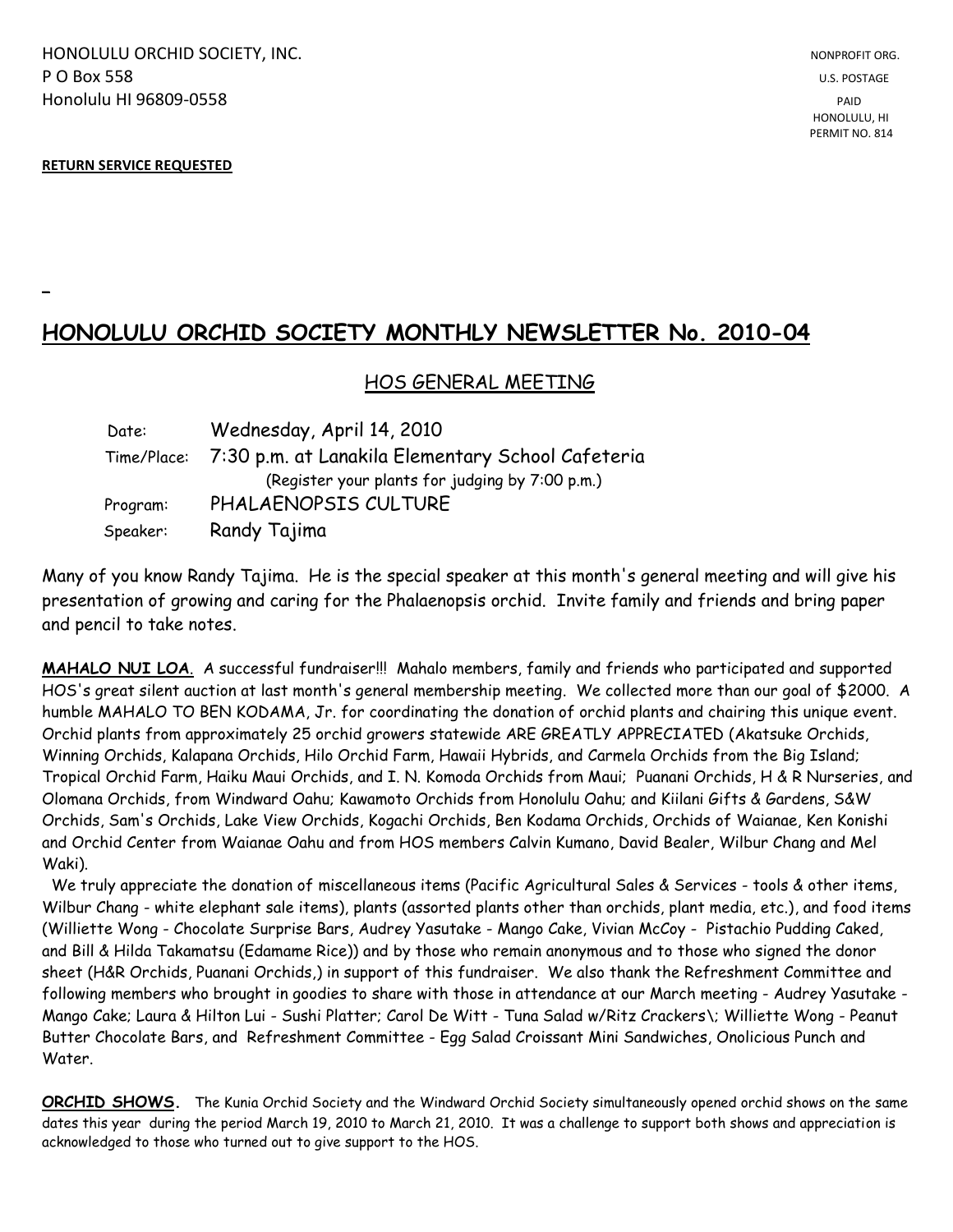HONOLULU ORCHID SOCIETY, INC.
P O Box 558
Honolulu HI 96809-0558

NONPROFIT ORG.
U.S. POSTAGE
PAID
HONOLULU, HI
PERMIT NO. 814

**RETURN SERVICE REQUESTED**

# HONOLULU ORCHID SOCIETY MONTHLY NEWSLETTER No. 2010-04

## HOS GENERAL MEETING

| | |
|---|---|
| Date: | Wednesday, April 14, 2010 |
| Time/Place: | 7:30 p.m. at Lanakila Elementary School Cafeteria (Register your plants for judging by 7:00 p.m.) |
| Program: | PHALAENOPSIS CULTURE |
| Speaker: | Randy Tajima |

Many of you know Randy Tajima. He is the special speaker at this month's general meeting and will give his presentation of growing and caring for the Phalaenopsis orchid. Invite family and friends and bring paper and pencil to take notes.

**MAHALO NUI LOA**. A successful fundraiser!!! Mahalo members, family and friends who participated and supported HOS's great silent auction at last month's general membership meeting. We collected more than our goal of $2000. A humble MAHALO TO BEN KODAMA, Jr. for coordinating the donation of orchid plants and chairing this unique event. Orchid plants from approximately 25 orchid growers statewide ARE GREATLY APPRECIATED (Akatsuke Orchids, Winning Orchids, Kalapana Orchids, Hilo Orchid Farm, Hawaii Hybrids, and Carmela Orchids from the Big Island; Tropical Orchid Farm, Haiku Maui Orchids, and I. N. Komoda Orchids from Maui; Puanani Orchids, H & R Nurseries, and Olomana Orchids, from Windward Oahu; Kawamoto Orchids from Honolulu Oahu; and Kiilani Gifts & Gardens, S&W Orchids, Sam's Orchids, Lake View Orchids, Kogachi Orchids, Ben Kodama Orchids, Orchids of Waianae, Ken Konishi and Orchid Center from Waianae Oahu and from HOS members Calvin Kumano, David Bealer, Wilbur Chang and Mel Waki).

We truly appreciate the donation of miscellaneous items (Pacific Agricultural Sales & Services - tools & other items, Wilbur Chang - white elephant sale items), plants (assorted plants other than orchids, plant media, etc.), and food items (Williette Wong - Chocolate Surprise Bars, Audrey Yasutake - Mango Cake, Vivian McCoy - Pistachio Pudding Caked, and Bill & Hilda Takamatsu (Edamame Rice)) and by those who remain anonymous and to those who signed the donor sheet (H&R Orchids, Puanani Orchids,) in support of this fundraiser. We also thank the Refreshment Committee and following members who brought in goodies to share with those in attendance at our March meeting - Audrey Yasutake - Mango Cake; Laura & Hilton Lui - Sushi Platter; Carol De Witt - Tuna Salad w/Ritz Crackers\; Williette Wong - Peanut Butter Chocolate Bars, and Refreshment Committee - Egg Salad Croissant Mini Sandwiches, Onolicious Punch and Water.

**ORCHID SHOWS.** The Kunia Orchid Society and the Windward Orchid Society simultaneously opened orchid shows on the same dates this year during the period March 19, 2010 to March 21, 2010. It was a challenge to support both shows and appreciation is acknowledged to those who turned out to give support to the HOS.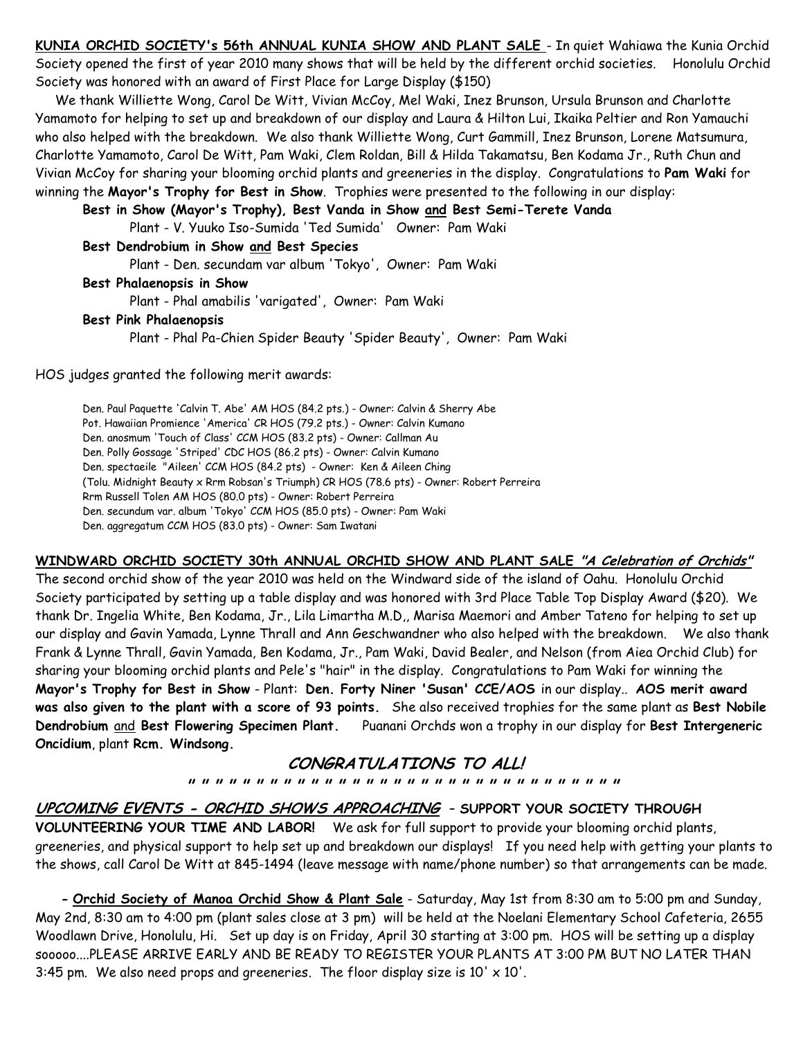**KUNIA ORCHID SOCIETY's 56th ANNUAL KUNIA SHOW AND PLANT SALE** - In quiet Wahiawa the Kunia Orchid Society opened the first of year 2010 many shows that will be held by the different orchid societies. Honolulu Orchid Society was honored with an award of First Place for Large Display ($150)

We thank Williette Wong, Carol De Witt, Vivian McCoy, Mel Waki, Inez Brunson, Ursula Brunson and Charlotte Yamamoto for helping to set up and breakdown of our display and Laura & Hilton Lui, Ikaika Peltier and Ron Yamauchi who also helped with the breakdown. We also thank Williette Wong, Curt Gammill, Inez Brunson, Lorene Matsumura, Charlotte Yamamoto, Carol De Witt, Pam Waki, Clem Roldan, Bill & Hilda Takamatsu, Ben Kodama Jr., Ruth Chun and Vivian McCoy for sharing your blooming orchid plants and greeneries in the display. Congratulations to **Pam Waki** for winning the **Mayor's Trophy for Best in Show**. Trophies were presented to the following in our display:

**Best in Show (Mayor's Trophy), Best Vanda in Show and Best Semi-Terete Vanda**
Plant - V. Yuuko Iso-Sumida 'Ted Sumida' Owner: Pam Waki

**Best Dendrobium in Show and Best Species**
Plant - Den. secundam var album 'Tokyo', Owner: Pam Waki

**Best Phalaenopsis in Show**
Plant - Phal amabilis 'varigated', Owner: Pam Waki

**Best Pink Phalaenopsis**
Plant - Phal Pa-Chien Spider Beauty 'Spider Beauty', Owner: Pam Waki

HOS judges granted the following merit awards:

Den. Paul Paquette 'Calvin T. Abe' AM HOS (84.2 pts.) - Owner: Calvin & Sherry Abe
Pot. Hawaiian Promience 'America' CR HOS (79.2 pts.) - Owner: Calvin Kumano
Den. anosmum 'Touch of Class' CCM HOS (83.2 pts) - Owner: Callman Au
Den. Polly Gossage 'Striped' CDC HOS (86.2 pts) - Owner: Calvin Kumano
Den. spectaeile "Aileen' CCM HOS (84.2 pts) - Owner: Ken & Aileen Ching
(Tolu. Midnight Beauty x Rrm Robsan's Triumph) CR HOS (78.6 pts) - Owner: Robert Perreira
Rrm Russell Tolen AM HOS (80.0 pts) - Owner: Robert Perreira
Den. secundum var. album 'Tokyo' CCM HOS (85.0 pts) - Owner: Pam Waki
Den. aggregatum CCM HOS (83.0 pts) - Owner: Sam Iwatani

**WINDWARD ORCHID SOCIETY 30th ANNUAL ORCHID SHOW AND PLANT SALE *"A Celebration of Orchids"***
The second orchid show of the year 2010 was held on the Windward side of the island of Oahu. Honolulu Orchid Society participated by setting up a table display and was honored with 3rd Place Table Top Display Award ($20). We thank Dr. Ingelia White, Ben Kodama, Jr., Lila Limartha M.D,, Marisa Maemori and Amber Tateno for helping to set up our display and Gavin Yamada, Lynne Thrall and Ann Geschwandner who also helped with the breakdown. We also thank Frank & Lynne Thrall, Gavin Yamada, Ben Kodama, Jr., Pam Waki, David Bealer, and Nelson (from Aiea Orchid Club) for sharing your blooming orchid plants and Pele's "hair" in the display. Congratulations to Pam Waki for winning the **Mayor's Trophy for Best in Show** - Plant: **Den. Forty Niner 'Susan' CCE/AOS** in our display.. **AOS merit award was also given to the plant with a score of 93 points.** She also received trophies for the same plant as **Best Nobile Dendrobium** and **Best Flowering Specimen Plant.** Puanani Orchds won a trophy in our display for **Best Intergeneric Oncidium**, plant **Rcm. Windsong.**

## *CONGRATULATIONS TO ALL!*

" " " " " " " " " " " " " " " " " " " " " " " " " " " " " " " " " "

***UPCOMING EVENTS - ORCHID SHOWS APPROACHING*** **- SUPPORT YOUR SOCIETY THROUGH VOLUNTEERING YOUR TIME AND LABOR!** We ask for full support to provide your blooming orchid plants, greeneries, and physical support to help set up and breakdown our displays! If you need help with getting your plants to the shows, call Carol De Witt at 845-1494 (leave message with name/phone number) so that arrangements can be made.

**- Orchid Society of Manoa Orchid Show & Plant Sale** - Saturday, May 1st from 8:30 am to 5:00 pm and Sunday, May 2nd, 8:30 am to 4:00 pm (plant sales close at 3 pm) will be held at the Noelani Elementary School Cafeteria, 2655 Woodlawn Drive, Honolulu, Hi. Set up day is on Friday, April 30 starting at 3:00 pm. HOS will be setting up a display sooooo....PLEASE ARRIVE EARLY AND BE READY TO REGISTER YOUR PLANTS AT 3:00 PM BUT NO LATER THAN 3:45 pm. We also need props and greeneries. The floor display size is 10' x 10'.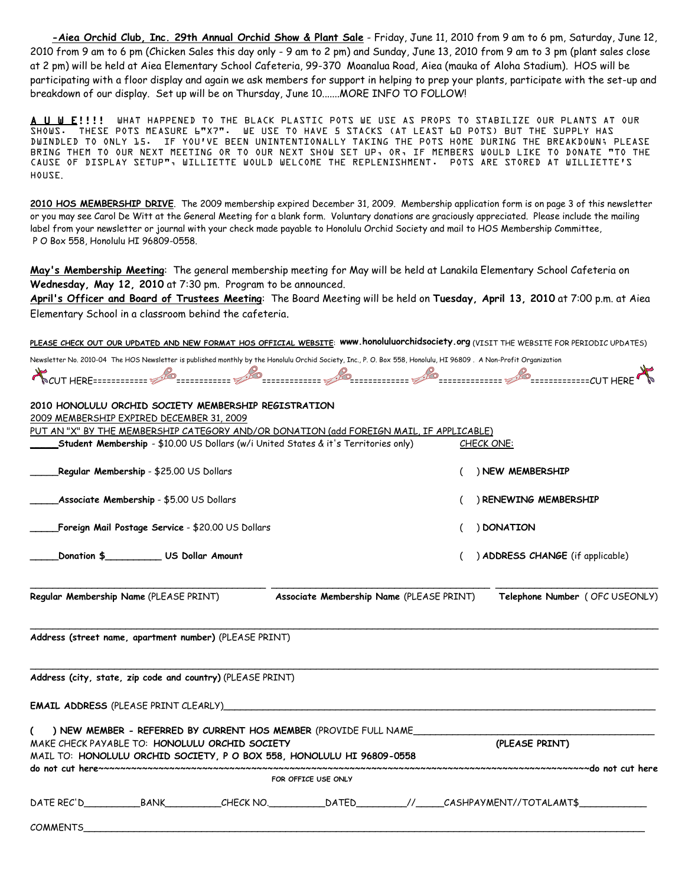**-Aiea Orchid Club, Inc. 29th Annual Orchid Show & Plant Sale** - Friday, June 11, 2010 from 9 am to 6 pm, Saturday, June 12, 2010 from 9 am to 6 pm (Chicken Sales this day only - 9 am to 2 pm) and Sunday, June 13, 2010 from 9 am to 3 pm (plant sales close at 2 pm) will be held at Aiea Elementary School Cafeteria, 99-370 Moanalua Road, Aiea (mauka of Aloha Stadium). HOS will be participating with a floor display and again we ask members for support in helping to prep your plants, participate with the set-up and breakdown of our display. Set up will be on Thursday, June 10.......MORE INFO TO FOLLOW!

**A U W E!!!!** WHAT HAPPENED TO THE BLACK PLASTIC POTS WE USE AS PROPS TO STABILIZE OUR PLANTS AT OUR SHOWS. THESE POTS MEASURE 6"X7". WE USE TO HAVE 5 STACKS (AT LEAST 60 POTS) BUT THE SUPPLY HAS DWINDLED TO ONLY 15. IF YOU'VE BEEN UNINTENTIONALLY TAKING THE POTS HOME DURING THE BREAKDOWN; PLEASE BRING THEM TO OUR NEXT MEETING OR TO OUR NEXT SHOW SET UP, OR, IF MEMBERS WOULD LIKE TO DONATE "TO THE CAUSE OF DISPLAY SETUP", WILLIETTE WOULD WELCOME THE REPLENISHMENT. POTS ARE STORED AT WILLIETTE'S HOUSE.

**2010 HOS MEMBERSHIP DRIVE**. The 2009 membership expired December 31, 2009. Membership application form is on page 3 of this newsletter or you may see Carol De Witt at the General Meeting for a blank form. Voluntary donations are graciously appreciated. Please include the mailing label from your newsletter or journal with your check made payable to Honolulu Orchid Society and mail to HOS Membership Committee, P O Box 558, Honolulu HI 96809-0558.

**May's Membership Meeting**: The general membership meeting for May will be held at Lanakila Elementary School Cafeteria on **Wednesday, May 12, 2010** at 7:30 pm. Program to be announced.

**April's Officer and Board of Trustees Meeting**: The Board Meeting will be held on **Tuesday, April 13, 2010** at 7:00 p.m. at Aiea Elementary School in a classroom behind the cafeteria.

PLEASE CHECK OUT OUR UPDATED AND NEW FORMAT HOS OFFICIAL WEBSITE: **www.honoluluorchidsociety.org** (VISIT THE WEBSITE FOR PERIODIC UPDATES)

Newsletter No. 2010-04 The HOS Newsletter is published monthly by the Honolulu Orchid Society, Inc., P. O. Box 558, Honolulu, HI 96809 . A Non-Profit Organization

CUT HERE==========================================================================CUT HERE

**2010 HONOLULU ORCHID SOCIETY MEMBERSHIP REGISTRATION**

2009 MEMBERSHIP EXPIRED DECEMBER 31, 2009

PUT AN "X" BY THE MEMBERSHIP CATEGORY AND/OR DONATION (add FOREIGN MAIL, IF APPLICABLE)

_____**Student Membership** - $10.00 US Dollars (w/i United States & it's Territories only) — CHECK ONE:

_____**Regular Membership** - $25.00 US Dollars — ( ) **NEW MEMBERSHIP**

_____**Associate Membership** - $5.00 US Dollars — ( ) **RENEWING MEMBERSHIP**

_____**Foreign Mail Postage Service** - $20.00 US Dollars — ( ) **DONATION**

_____**Donation $__________ US Dollar Amount** — ( ) **ADDRESS CHANGE** (if applicable)

________________________________________ ________________________________________ ____________________________

**Regular Membership Name** (PLEASE PRINT) **Associate Membership Name** (PLEASE PRINT) **Telephone Number** ( OFC USEONLY)

______________________________________________________________________________________________________

**Address (street name, apartment number)** (PLEASE PRINT)

______________________________________________________________________________________________________

**Address (city, state, zip code and country)** (PLEASE PRINT)

**EMAIL ADDRESS** (PLEASE PRINT CLEARLY)________________________________________________________________

( ) **NEW MEMBER - REFERRED BY CURRENT HOS MEMBER** (PROVIDE FULL NAME_____________________________________ **(PLEASE PRINT)**

MAKE CHECK PAYABLE TO: **HONOLULU ORCHID SOCIETY**

MAIL TO: **HONOLULU ORCHID SOCIETY, P O BOX 558, HONOLULU HI 96809-0558**

**do not cut here**~~~~~~~~~~~~~~~~~~~~~~~~~~~~~~~~~~~~~~~~~~~~~~~~~~~~~~~~~~~~~~~~~~~~~~~~~~~~~~~~~~~**do not cut here**

FOR OFFICE USE ONLY

DATE REC'D__________BANK__________CHECK NO.__________DATED_________//_____CASHPAYMENT//TOTALAMT$____________

COMMENTS______________________________________________________________________________________________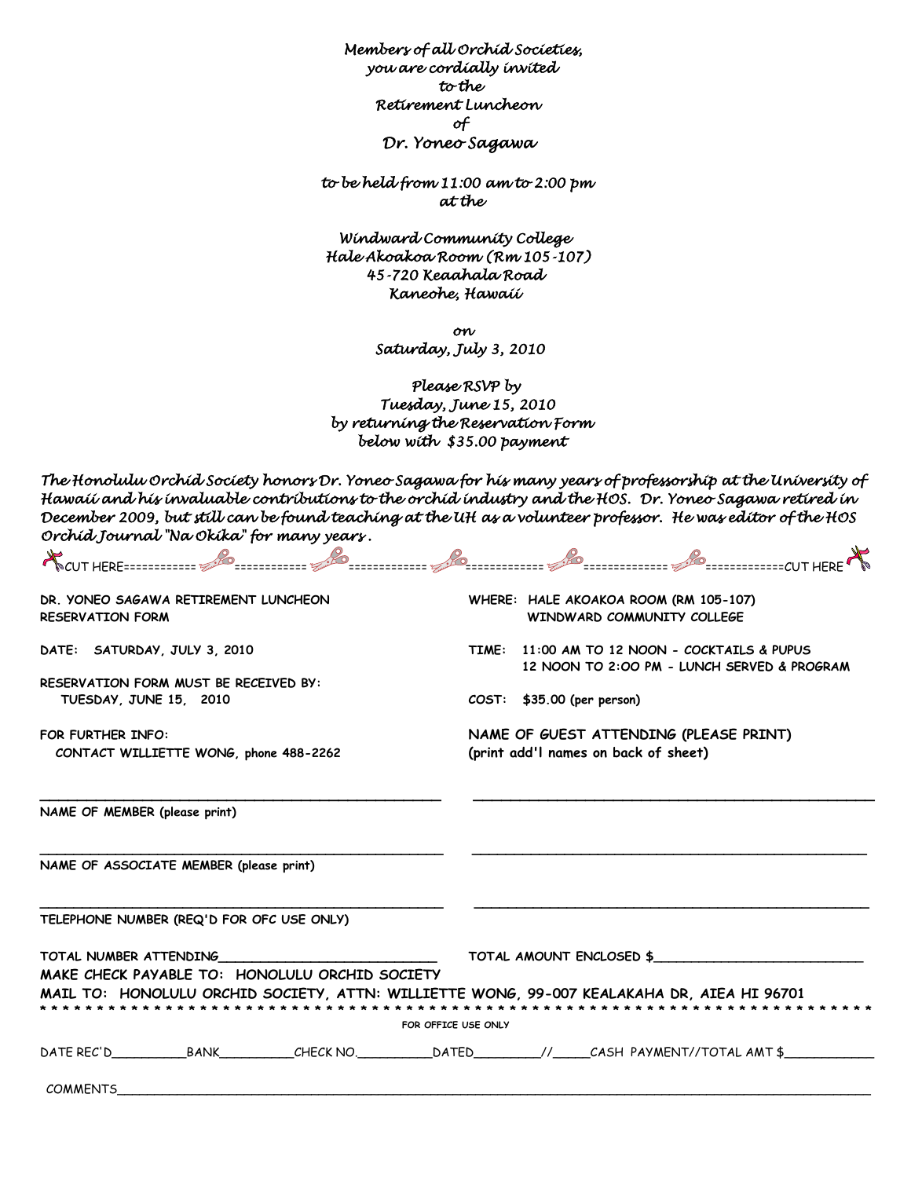*Members of all Orchid Societies,*
*you are cordially invited*
*to the*
*Retirement Luncheon*
*of*
*Dr. Yoneo Sagawa*

*to be held from 11:00 am to 2:00 pm*
*at the*

*Windward Community College*
*Hale Akoakoa Room (Rm 105-107)*
*45-720 Keaahala Road*
*Kaneohe, Hawaii*

*on*
*Saturday, July 3, 2010*

*Please RSVP by*
*Tuesday, June 15, 2010*
*by returning the Reservation Form*
*below with $35.00 payment*

*The Honolulu Orchid Society honors Dr. Yoneo Sagawa for his many years of professorship at the University of Hawaii and his invaluable contributions to the orchid industry and the HOS. Dr. Yoneo Sagawa retired in December 2009, but still can be found teaching at the UH as a volunteer professor. He was editor of the HOS Orchid Journal "Na Okika" for many years.*

CUT HERE============ ============ ============ ============ ============ ============CUT HERE

DR. YONEO SAGAWA RETIREMENT LUNCHEON
RESERVATION FORM

WHERE: HALE AKOAKOA ROOM (RM 105-107)
WINDWARD COMMUNITY COLLEGE

DATE: SATURDAY, JULY 3, 2010

TIME: 11:00 AM TO 12 NOON - COCKTAILS & PUPUS
12 NOON TO 2:00 PM - LUNCH SERVED & PROGRAM

RESERVATION FORM MUST BE RECEIVED BY:
TUESDAY, JUNE 15, 2010

COST: $35.00 (per person)

FOR FURTHER INFO:
CONTACT WILLIETTE WONG, phone 488-2262

NAME OF GUEST ATTENDING (PLEASE PRINT)
(print add'l names on back of sheet)

_______________________________________________ _______________________________________________
NAME OF MEMBER (please print)

_______________________________________________ _______________________________________________
NAME OF ASSOCIATE MEMBER (please print)

_______________________________________________ _______________________________________________
TELEPHONE NUMBER (REQ'D FOR OFC USE ONLY)

TOTAL NUMBER ATTENDING__________________________ TOTAL AMOUNT ENCLOSED $________________________

**MAKE CHECK PAYABLE TO: HONOLULU ORCHID SOCIETY**

**MAIL TO: HONOLULU ORCHID SOCIETY, ATTN: WILLIETTE WONG, 99-007 KEALAKAHA DR, AIEA HI 96701**

* * * * * * * * * * * * * * * * * * * * * * * * * * * * * * * * * * * * * * * * * * * * * * * * * * * * * * * * * * * * * * * * * *

FOR OFFICE USE ONLY

DATE REC'D__________BANK__________CHECK NO.__________DATED_________//_____CASH PAYMENT//TOTAL AMT $____________

COMMENTS________________________________________________________________________________________________